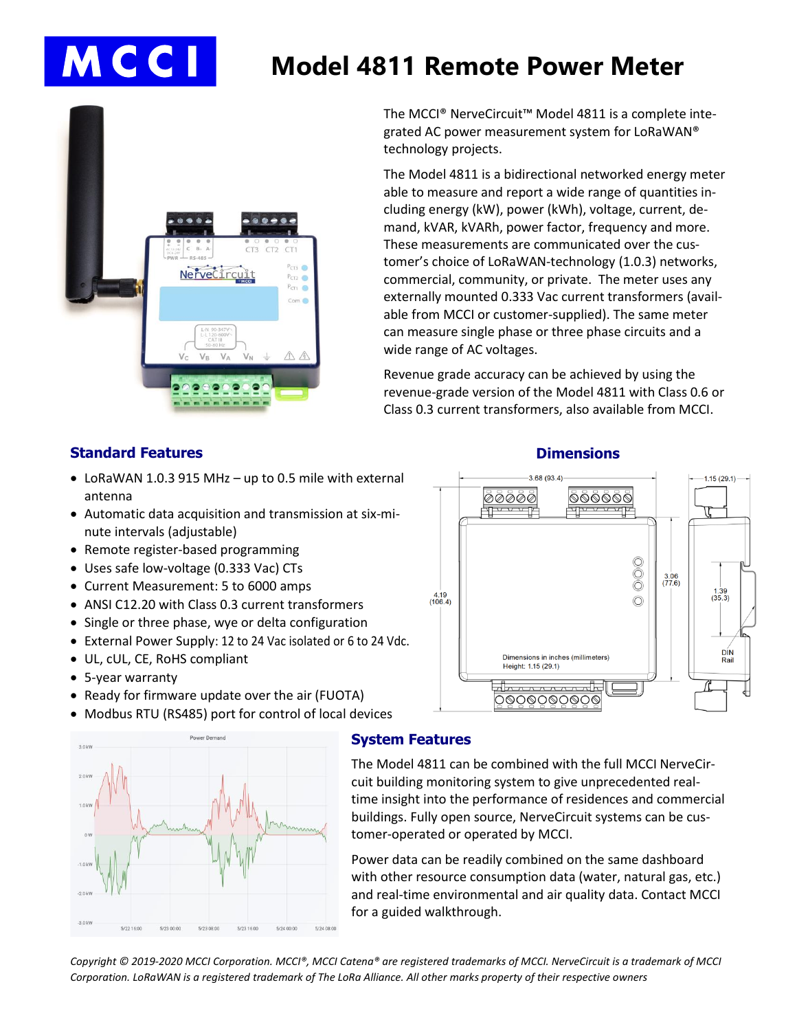# Model 4811 Remote Power Meter

The MCCI® NerveCircuit™ Model 4811 is a complete integrated AC power measurement system for LoRaWAN® technology projects.

The Model 4811 is a bidirectional networked energy meter able to measure and report a wide range of quantities including energy (kW), power (kWh), voltage, current, demand, kVAR, kVARh, power factor, frequency and more. These measurements are communicated over the customer's choice of LoRaWAN-technology (1.0.3) networks, commercial, community, or private. The meter uses any externally mounted 0.333 Vac current transformers (available from MCCI or customer-supplied). The same meter can measure single phase or three phase circuits and a wide range of AC voltages.

Revenue grade accuracy can be achieved by using the revenue-grade version of the Model 4811 with Class 0.6 or Class 0.3 current transformers, also available from MCCI.

## Standard Features

- LoRaWAN 1.0.3 915 MHz – up to 0.5 mile with external antenna
- Automatic data acquisition and transmission at six-minute intervals (adjustable)
- Remote register-based programming
- Uses safe low-voltage (0.333 Vac) CTs
- Current Measurement: 5 to 6000 amps
- ANSI C12.20 with Class 0.3 current transformers
- Single or three phase, wye or delta configuration
- External Power Supply: 12 to 24 Vac isolated or 6 to 24 Vdc.
- UL, cUL, CE, RoHS compliant
- 5-year warranty
- Ready for firmware update over the air (FUOTA)
- Modbus RTU (RS485) port for control of local devices

## Dimensions

Dimensions in inches (millimeters)
Height: 1.15 (29.1)

## System Features

The Model 4811 can be combined with the full MCCI NerveCircuit building monitoring system to give unprecedented real-time insight into the performance of residences and commercial buildings. Fully open source, NerveCircuit systems can be customer-operated or operated by MCCI.

Power data can be readily combined on the same dashboard with other resource consumption data (water, natural gas, etc.) and real-time environmental and air quality data. Contact MCCI for a guided walkthrough.

*Copyright © 2019-2020 MCCI Corporation. MCCI®, MCCI Catena® are registered trademarks of MCCI. NerveCircuit is a trademark of MCCI Corporation. LoRaWAN is a registered trademark of The LoRa Alliance. All other marks property of their respective owners*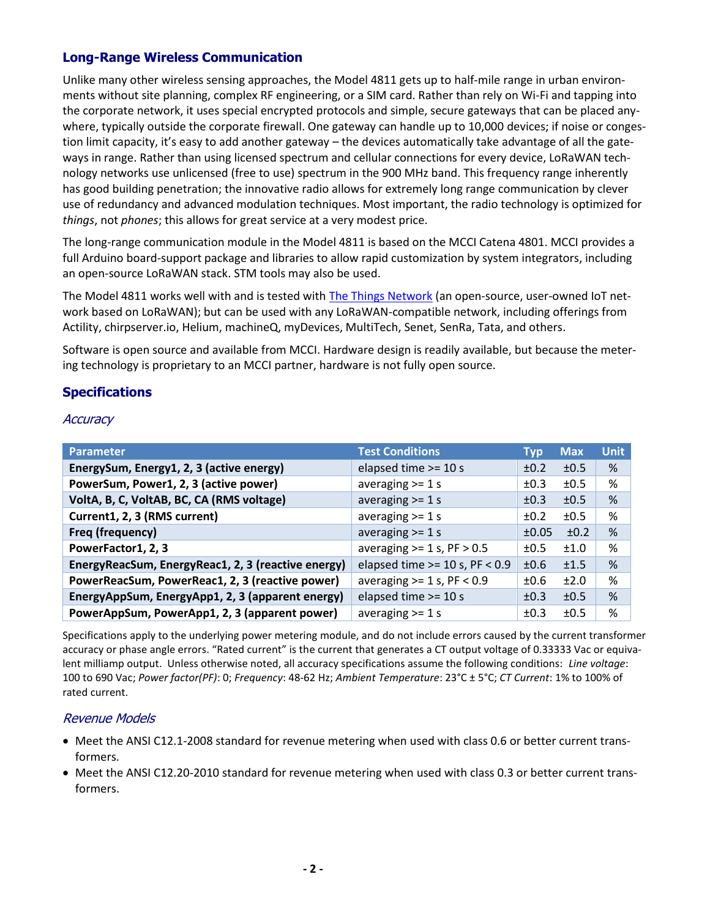## Long-Range Wireless Communication

Unlike many other wireless sensing approaches, the Model 4811 gets up to half-mile range in urban environments without site planning, complex RF engineering, or a SIM card. Rather than rely on Wi-Fi and tapping into the corporate network, it uses special encrypted protocols and simple, secure gateways that can be placed anywhere, typically outside the corporate firewall. One gateway can handle up to 10,000 devices; if noise or congestion limit capacity, it's easy to add another gateway – the devices automatically take advantage of all the gateways in range. Rather than using licensed spectrum and cellular connections for every device, LoRaWAN technology networks use unlicensed (free to use) spectrum in the 900 MHz band. This frequency range inherently has good building penetration; the innovative radio allows for extremely long range communication by clever use of redundancy and advanced modulation techniques. Most important, the radio technology is optimized for *things*, not *phones*; this allows for great service at a very modest price.

The long-range communication module in the Model 4811 is based on the MCCI Catena 4801. MCCI provides a full Arduino board-support package and libraries to allow rapid customization by system integrators, including an open-source LoRaWAN stack. STM tools may also be used.

The Model 4811 works well with and is tested with The Things Network (an open-source, user-owned IoT network based on LoRaWAN); but can be used with any LoRaWAN-compatible network, including offerings from Actility, chirpserver.io, Helium, machineQ, myDevices, MultiTech, Senet, SenRa, Tata, and others.

Software is open source and available from MCCI. Hardware design is readily available, but because the metering technology is proprietary to an MCCI partner, hardware is not fully open source.

## Specifications

### *Accuracy*

| Parameter | Test Conditions | Typ | Max | Unit |
|---|---|---|---|---|
| **EnergySum, Energy1, 2, 3 (active energy)** | elapsed time >= 10 s | ±0.2 | ±0.5 | % |
| **PowerSum, Power1, 2, 3 (active power)** | averaging >= 1 s | ±0.3 | ±0.5 | % |
| **VoltA, B, C, VoltAB, BC, CA (RMS voltage)** | averaging >= 1 s | ±0.3 | ±0.5 | % |
| **Current1, 2, 3 (RMS current)** | averaging >= 1 s | ±0.2 | ±0.5 | % |
| **Freq (frequency)** | averaging >= 1 s | ±0.05 | ±0.2 | % |
| **PowerFactor1, 2, 3** | averaging >= 1 s, PF > 0.5 | ±0.5 | ±1.0 | % |
| **EnergyReacSum, EnergyReac1, 2, 3 (reactive energy)** | elapsed time >= 10 s, PF < 0.9 | ±0.6 | ±1.5 | % |
| **PowerReacSum, PowerReac1, 2, 3 (reactive power)** | averaging >= 1 s, PF < 0.9 | ±0.6 | ±2.0 | % |
| **EnergyAppSum, EnergyApp1, 2, 3 (apparent energy)** | elapsed time >= 10 s | ±0.3 | ±0.5 | % |
| **PowerAppSum, PowerApp1, 2, 3 (apparent power)** | averaging >= 1 s | ±0.3 | ±0.5 | % |

Specifications apply to the underlying power metering module, and do not include errors caused by the current transformer accuracy or phase angle errors. "Rated current" is the current that generates a CT output voltage of 0.33333 Vac or equivalent milliamp output. Unless otherwise noted, all accuracy specifications assume the following conditions: *Line voltage*: 100 to 690 Vac; *Power factor(PF)*: 0; *Frequency*: 48-62 Hz; *Ambient Temperature*: 23°C ± 5°C; *CT Current*: 1% to 100% of rated current.

### *Revenue Models*

- Meet the ANSI C12.1-2008 standard for revenue metering when used with class 0.6 or better current transformers.
- Meet the ANSI C12.20-2010 standard for revenue metering when used with class 0.3 or better current transformers.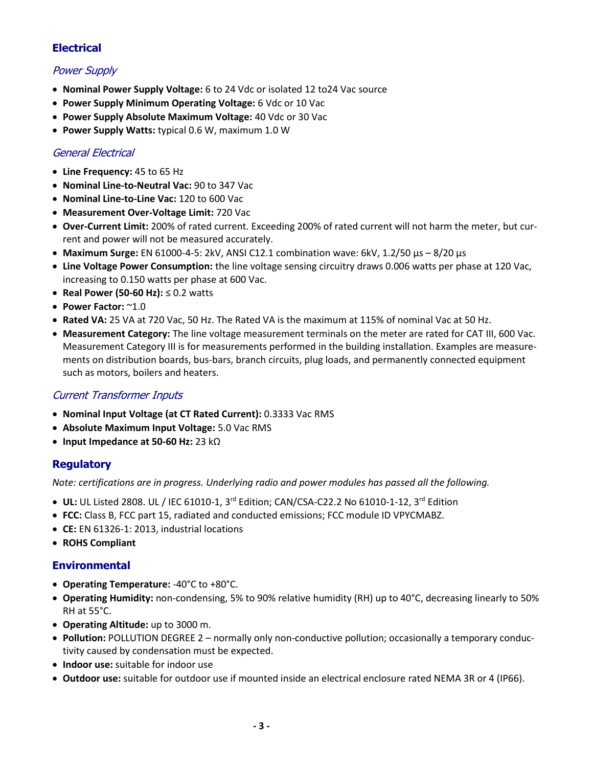## Electrical

### *Power Supply*

- **Nominal Power Supply Voltage:** 6 to 24 Vdc or isolated 12 to24 Vac source
- **Power Supply Minimum Operating Voltage:** 6 Vdc or 10 Vac
- **Power Supply Absolute Maximum Voltage:** 40 Vdc or 30 Vac
- **Power Supply Watts:** typical 0.6 W, maximum 1.0 W

### *General Electrical*

- **Line Frequency:** 45 to 65 Hz
- **Nominal Line-to-Neutral Vac:** 90 to 347 Vac
- **Nominal Line-to-Line Vac:** 120 to 600 Vac
- **Measurement Over-Voltage Limit:** 720 Vac
- **Over-Current Limit:** 200% of rated current. Exceeding 200% of rated current will not harm the meter, but current and power will not be measured accurately.
- **Maximum Surge:** EN 61000-4-5: 2kV, ANSI C12.1 combination wave: 6kV, 1.2/50 µs – 8/20 µs
- **Line Voltage Power Consumption:** the line voltage sensing circuitry draws 0.006 watts per phase at 120 Vac, increasing to 0.150 watts per phase at 600 Vac.
- **Real Power (50-60 Hz):** ≤ 0.2 watts
- **Power Factor:** ~1.0
- **Rated VA:** 25 VA at 720 Vac, 50 Hz. The Rated VA is the maximum at 115% of nominal Vac at 50 Hz.
- **Measurement Category:** The line voltage measurement terminals on the meter are rated for CAT III, 600 Vac. Measurement Category III is for measurements performed in the building installation. Examples are measurements on distribution boards, bus-bars, branch circuits, plug loads, and permanently connected equipment such as motors, boilers and heaters.

### *Current Transformer Inputs*

- **Nominal Input Voltage (at CT Rated Current):** 0.3333 Vac RMS
- **Absolute Maximum Input Voltage:** 5.0 Vac RMS
- **Input Impedance at 50-60 Hz:** 23 kΩ

## Regulatory

*Note: certifications are in progress. Underlying radio and power modules has passed all the following.*

- **UL:** UL Listed 2808. UL / IEC 61010-1, 3rd Edition; CAN/CSA-C22.2 No 61010-1-12, 3rd Edition
- **FCC:** Class B, FCC part 15, radiated and conducted emissions; FCC module ID VPYCMABZ.
- **CE:** EN 61326-1: 2013, industrial locations
- **ROHS Compliant**

## Environmental

- **Operating Temperature:** -40°C to +80°C.
- **Operating Humidity:** non-condensing, 5% to 90% relative humidity (RH) up to 40°C, decreasing linearly to 50% RH at 55°C.
- **Operating Altitude:** up to 3000 m.
- **Pollution:** POLLUTION DEGREE 2 – normally only non-conductive pollution; occasionally a temporary conductivity caused by condensation must be expected.
- **Indoor use:** suitable for indoor use
- **Outdoor use:** suitable for outdoor use if mounted inside an electrical enclosure rated NEMA 3R or 4 (IP66).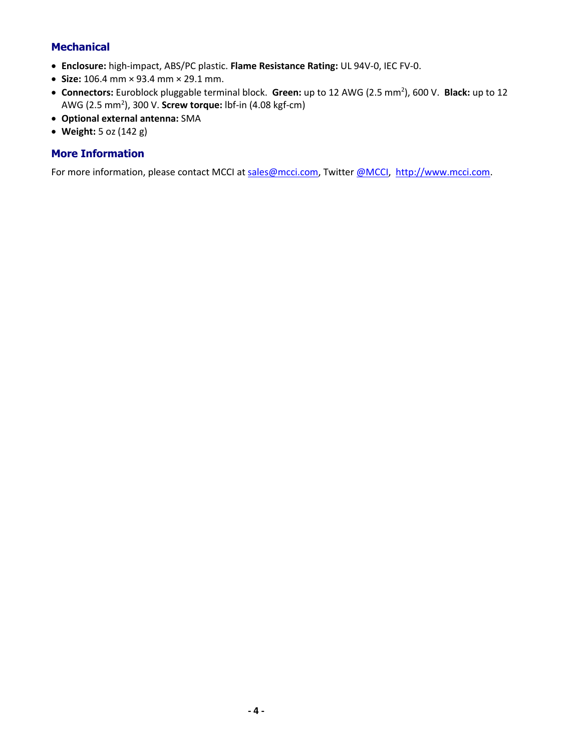## Mechanical

- **Enclosure:** high-impact, ABS/PC plastic. **Flame Resistance Rating:** UL 94V-0, IEC FV-0.
- **Size:** 106.4 mm × 93.4 mm × 29.1 mm.
- **Connectors:** Euroblock pluggable terminal block. **Green:** up to 12 AWG (2.5 $mm^2$), 600 V. **Black:** up to 12 AWG (2.5 $mm^2$), 300 V. **Screw torque:** lbf-in (4.08 kgf-cm)
- **Optional external antenna:** SMA
- **Weight:** 5 oz (142 g)

## More Information

For more information, please contact MCCI at sales@mcci.com, Twitter @MCCI, http://www.mcci.com.